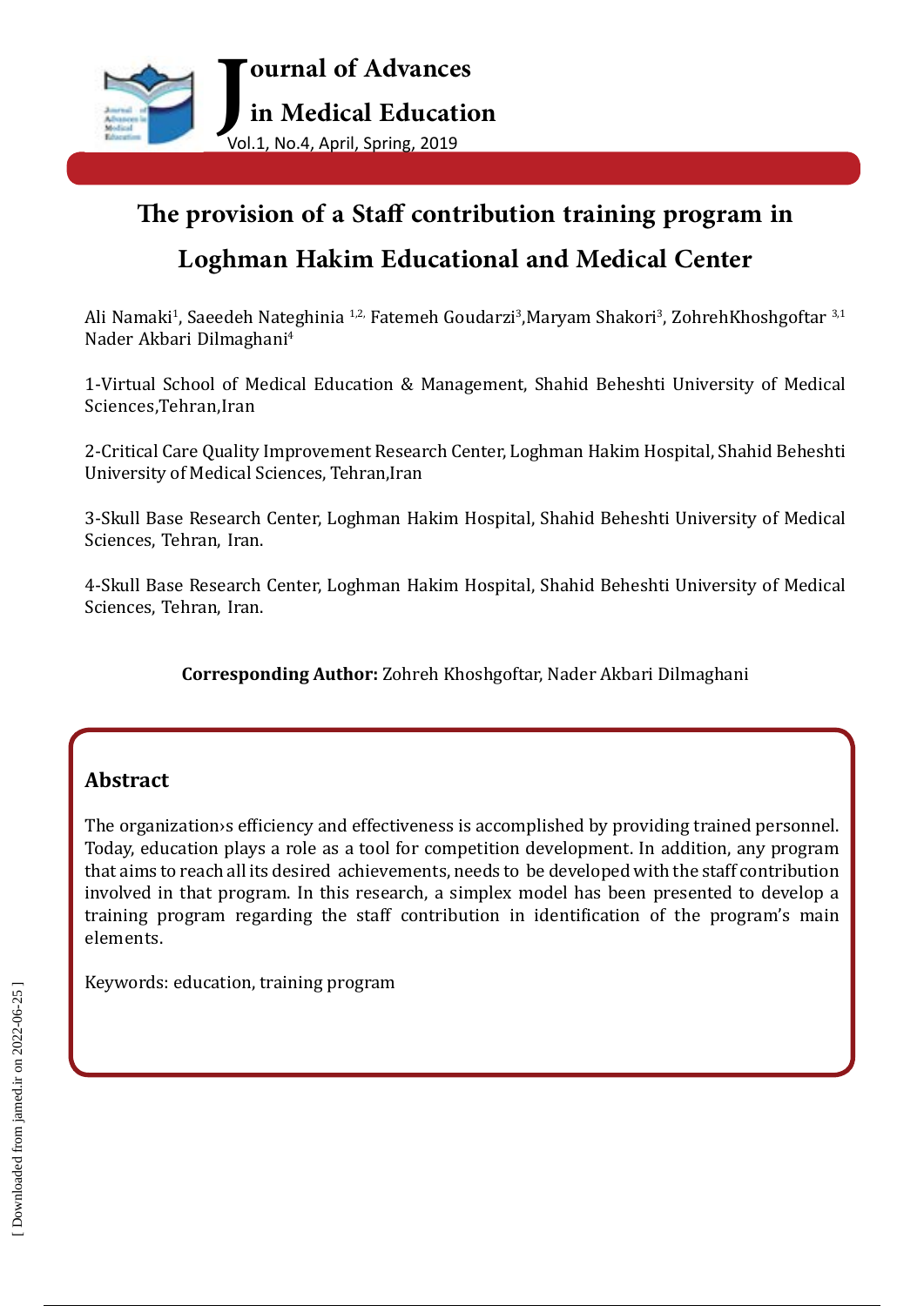# The provision of a Staff contribution training program in Loghman Hakim Educational and Medical Center

Ali Namaki[1], Saeedeh Nateghinia [1,2,] Fatemeh Goudarzi[3],Maryam Shakori[3], ZohrehKhoshgoftar [3,1] Nader Akbari Dilmaghani[4]

1-Virtual School of Medical Education & Management, Shahid Beheshti University of Medical Sciences,Tehran,Iran

2-Critical Care Quality Improvement Research Center, Loghman Hakim Hospital, Shahid Beheshti University of Medical Sciences, Tehran,Iran

3-Skull Base Research Center, Loghman Hakim Hospital, Shahid Beheshti University of Medical Sciences, Tehran, Iran.

4-Skull Base Research Center, Loghman Hakim Hospital, Shahid Beheshti University of Medical Sciences, Tehran, Iran.

**Corresponding Author:** Zohreh Khoshgoftar, Nader Akbari Dilmaghani

## Abstract

The organization›s efficiency and effectiveness is accomplished by providing trained personnel. Today, education plays a role as a tool for competition development. In addition, any program that aims to reach all its desired achievements, needs to be developed with the staff contribution involved in that program. In this research, a simplex model has been presented to develop a training program regarding the staff contribution in identification of the program's main elements.

Keywords: education, training program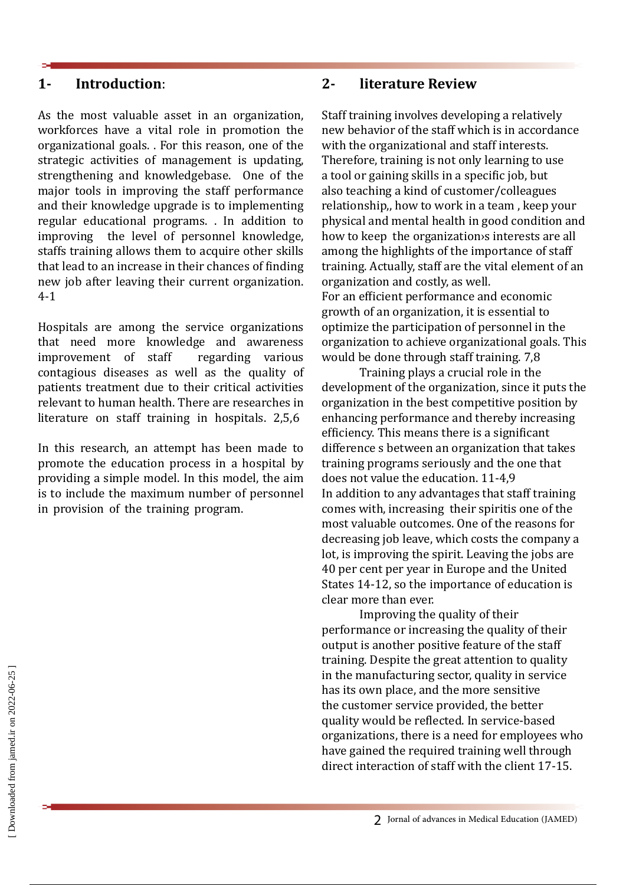## 1- Introduction:

As the most valuable asset in an organization, workforces have a vital role in promotion the organizational goals. . For this reason, one of the strategic activities of management is updating, strengthening and knowledgebase. One of the major tools in improving the staff performance and their knowledge upgrade is to implementing regular educational programs. . In addition to improving the level of personnel knowledge, staffs training allows them to acquire other skills that lead to an increase in their chances of finding new job after leaving their current organization. 4-1

Hospitals are among the service organizations that need more knowledge and awareness improvement of staff regarding various contagious diseases as well as the quality of patients treatment due to their critical activities relevant to human health. There are researches in literature on staff training in hospitals. 2,5,6

In this research, an attempt has been made to promote the education process in a hospital by providing a simple model. In this model, the aim is to include the maximum number of personnel in provision of the training program.

## 2- literature Review

Staff training involves developing a relatively new behavior of the staff which is in accordance with the organizational and staff interests. Therefore, training is not only learning to use a tool or gaining skills in a specific job, but also teaching a kind of customer/colleagues relationship,, how to work in a team , keep your physical and mental health in good condition and how to keep the organization›s interests are all among the highlights of the importance of staff training. Actually, staff are the vital element of an organization and costly, as well.

For an efficient performance and economic growth of an organization, it is essential to optimize the participation of personnel in the organization to achieve organizational goals. This would be done through staff training. 7,8

Training plays a crucial role in the development of the organization, since it puts the organization in the best competitive position by enhancing performance and thereby increasing efficiency. This means there is a significant difference s between an organization that takes training programs seriously and the one that does not value the education. 11-4,9

In addition to any advantages that staff training comes with, increasing their spiritis one of the most valuable outcomes. One of the reasons for decreasing job leave, which costs the company a lot, is improving the spirit. Leaving the jobs are 40 per cent per year in Europe and the United States 14-12, so the importance of education is clear more than ever.

Improving the quality of their performance or increasing the quality of their output is another positive feature of the staff training. Despite the great attention to quality in the manufacturing sector, quality in service has its own place, and the more sensitive the customer service provided, the better quality would be reflected. In service-based organizations, there is a need for employees who have gained the required training well through direct interaction of staff with the client 17-15.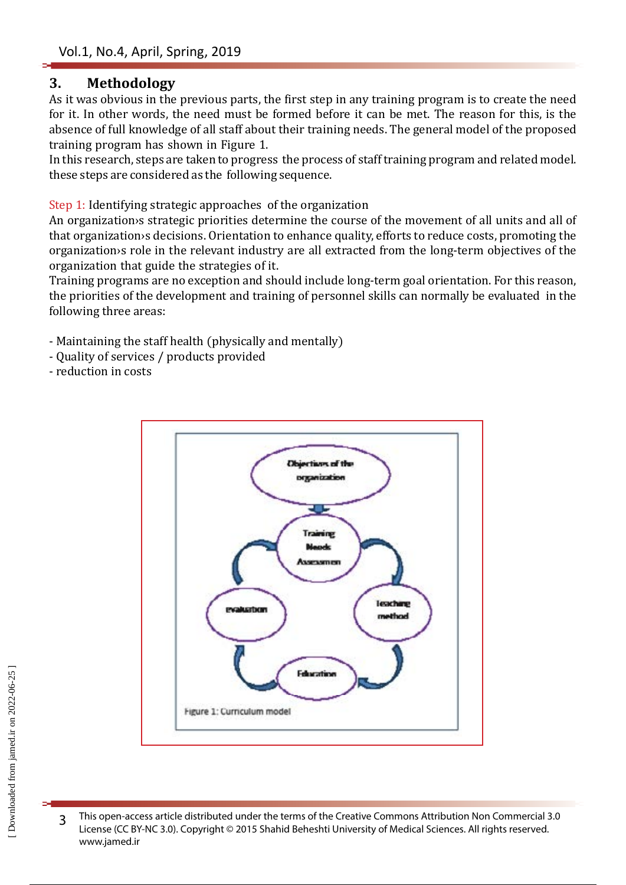## 3. Methodology

As it was obvious in the previous parts, the first step in any training program is to create the need for it. In other words, the need must be formed before it can be met. The reason for this, is the absence of full knowledge of all staff about their training needs. The general model of the proposed training program has shown in Figure 1.

In this research, steps are taken to progress the process of staff training program and related model. these steps are considered as the following sequence.

Step 1: Identifying strategic approaches of the organization

An organization›s strategic priorities determine the course of the movement of all units and all of that organization›s decisions. Orientation to enhance quality, efforts to reduce costs, promoting the organization›s role in the relevant industry are all extracted from the long-term objectives of the organization that guide the strategies of it.

Training programs are no exception and should include long-term goal orientation. For this reason, the priorities of the development and training of personnel skills can normally be evaluated in the following three areas:

- Maintaining the staff health (physically and mentally)
- Quality of services / products provided
- reduction in costs

Objectives of the organization → Training Needs Assessmen → Teaching method → Education → evaluation → Training Needs Assessmen

Figure 1: Curriculum model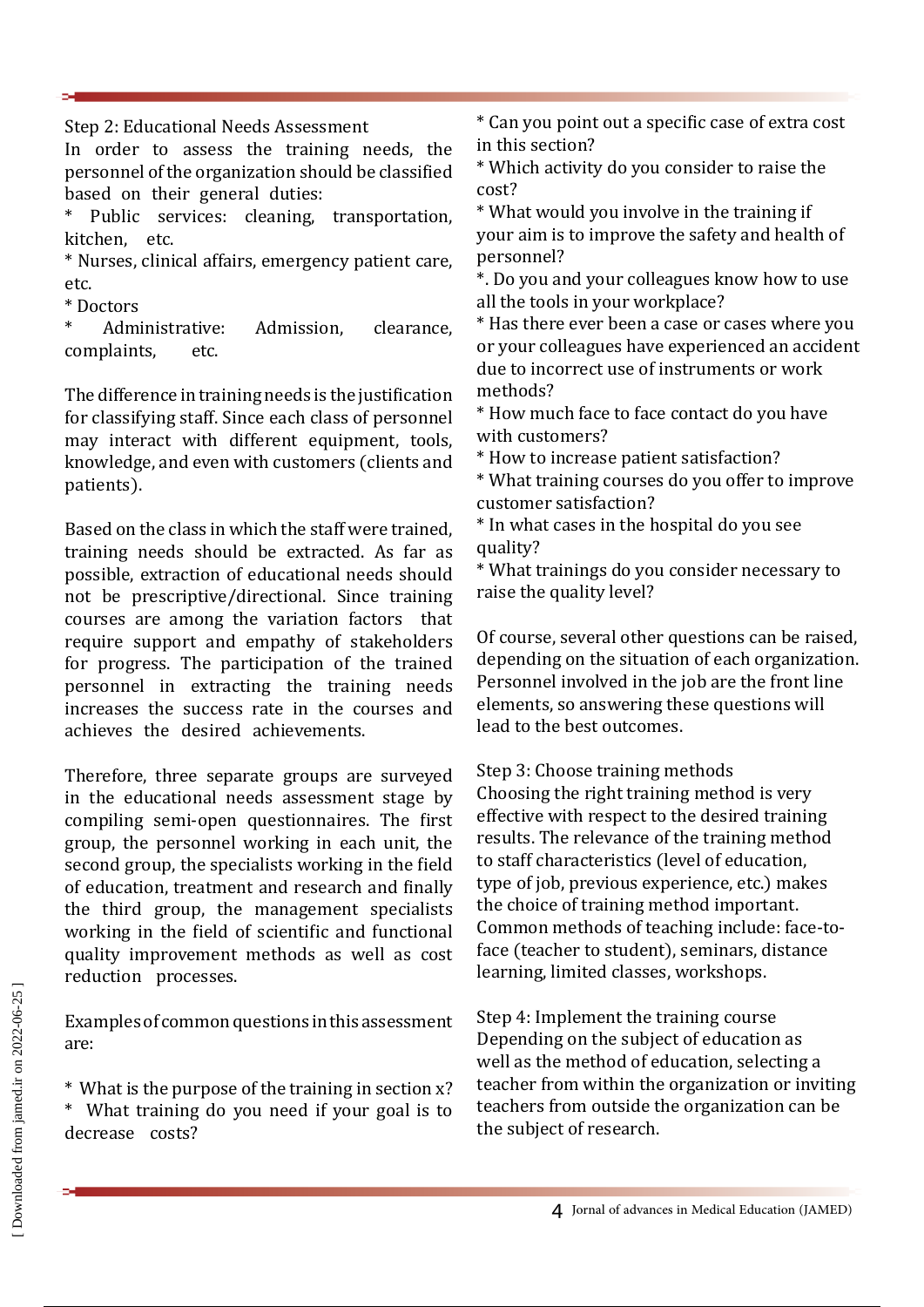Step 2: Educational Needs Assessment

In order to assess the training needs, the personnel of the organization should be classified based on their general duties:

* Public services: cleaning, transportation, kitchen, etc.
* Nurses, clinical affairs, emergency patient care, etc.
* Doctors
* Administrative: Admission, clearance, complaints, etc.

The difference in training needs is the justification for classifying staff. Since each class of personnel may interact with different equipment, tools, knowledge, and even with customers (clients and patients).

Based on the class in which the staff were trained, training needs should be extracted. As far as possible, extraction of educational needs should not be prescriptive/directional. Since training courses are among the variation factors that require support and empathy of stakeholders for progress. The participation of the trained personnel in extracting the training needs increases the success rate in the courses and achieves the desired achievements.

Therefore, three separate groups are surveyed in the educational needs assessment stage by compiling semi-open questionnaires. The first group, the personnel working in each unit, the second group, the specialists working in the field of education, treatment and research and finally the third group, the management specialists working in the field of scientific and functional quality improvement methods as well as cost reduction processes.

Examples of common questions in this assessment are:

* What is the purpose of the training in section x?
* What training do you need if your goal is to decrease costs?
* Can you point out a specific case of extra cost in this section?
* Which activity do you consider to raise the cost?
* What would you involve in the training if your aim is to improve the safety and health of personnel?
*. Do you and your colleagues know how to use all the tools in your workplace?
* Has there ever been a case or cases where you or your colleagues have experienced an accident due to incorrect use of instruments or work methods?
* How much face to face contact do you have with customers?
* How to increase patient satisfaction?
* What training courses do you offer to improve customer satisfaction?
* In what cases in the hospital do you see quality?
* What trainings do you consider necessary to raise the quality level?

Of course, several other questions can be raised, depending on the situation of each organization. Personnel involved in the job are the front line elements, so answering these questions will lead to the best outcomes.

Step 3: Choose training methods

Choosing the right training method is very effective with respect to the desired training results. The relevance of the training method to staff characteristics (level of education, type of job, previous experience, etc.) makes the choice of training method important. Common methods of teaching include: face-to-face (teacher to student), seminars, distance learning, limited classes, workshops.

Step 4: Implement the training course

Depending on the subject of education as well as the method of education, selecting a teacher from within the organization or inviting teachers from outside the organization can be the subject of research.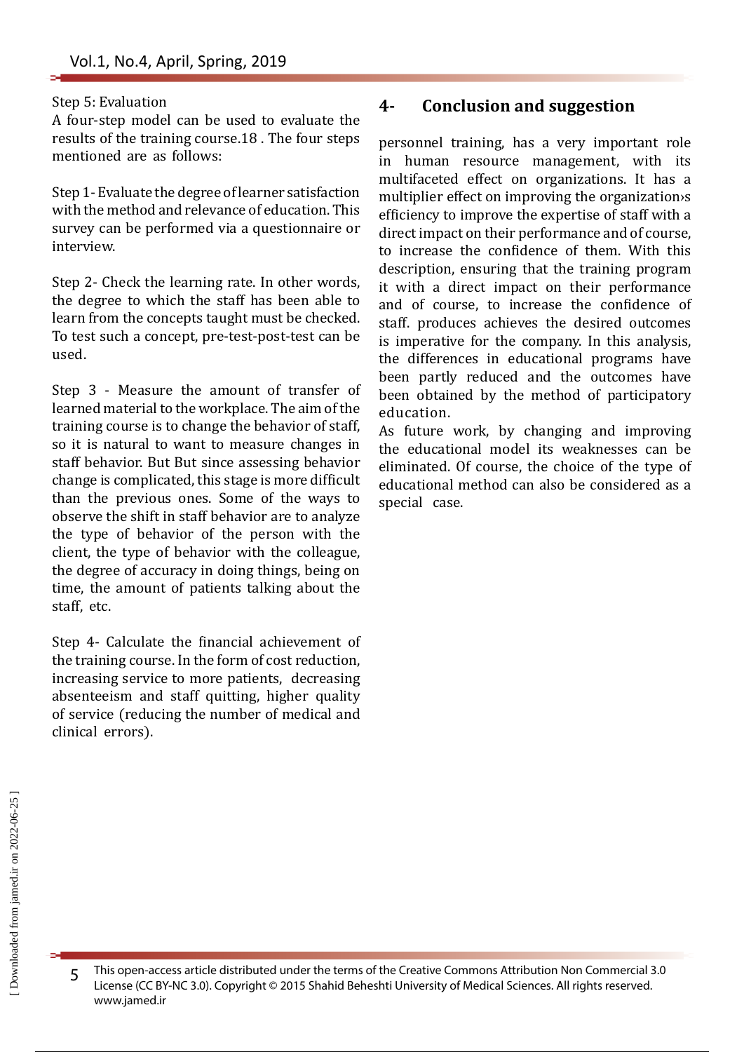Step 5: Evaluation

A four-step model can be used to evaluate the results of the training course.18 . The four steps mentioned are as follows:

Step 1- Evaluate the degree of learner satisfaction with the method and relevance of education. This survey can be performed via a questionnaire or interview.

Step 2- Check the learning rate. In other words, the degree to which the staff has been able to learn from the concepts taught must be checked. To test such a concept, pre-test-post-test can be used.

Step 3 - Measure the amount of transfer of learned material to the workplace. The aim of the training course is to change the behavior of staff, so it is natural to want to measure changes in staff behavior. But But since assessing behavior change is complicated, this stage is more difficult than the previous ones. Some of the ways to observe the shift in staff behavior are to analyze the type of behavior of the person with the client, the type of behavior with the colleague, the degree of accuracy in doing things, being on time, the amount of patients talking about the staff, etc.

Step 4- Calculate the financial achievement of the training course. In the form of cost reduction, increasing service to more patients, decreasing absenteeism and staff quitting, higher quality of service (reducing the number of medical and clinical errors).

## 4- Conclusion and suggestion

personnel training, has a very important role in human resource management, with its multifaceted effect on organizations. It has a multiplier effect on improving the organization›s efficiency to improve the expertise of staff with a direct impact on their performance and of course, to increase the confidence of them. With this description, ensuring that the training program it with a direct impact on their performance and of course, to increase the confidence of staff. produces achieves the desired outcomes is imperative for the company. In this analysis, the differences in educational programs have been partly reduced and the outcomes have been obtained by the method of participatory education.

As future work, by changing and improving the educational model its weaknesses can be eliminated. Of course, the choice of the type of educational method can also be considered as a special case.

This open-access article distributed under the terms of the Creative Commons Attribution Non Commercial 3.0 License (CC BY-NC 3.0). Copyright © 2015 Shahid Beheshti University of Medical Sciences. All rights reserved. www.jamed.ir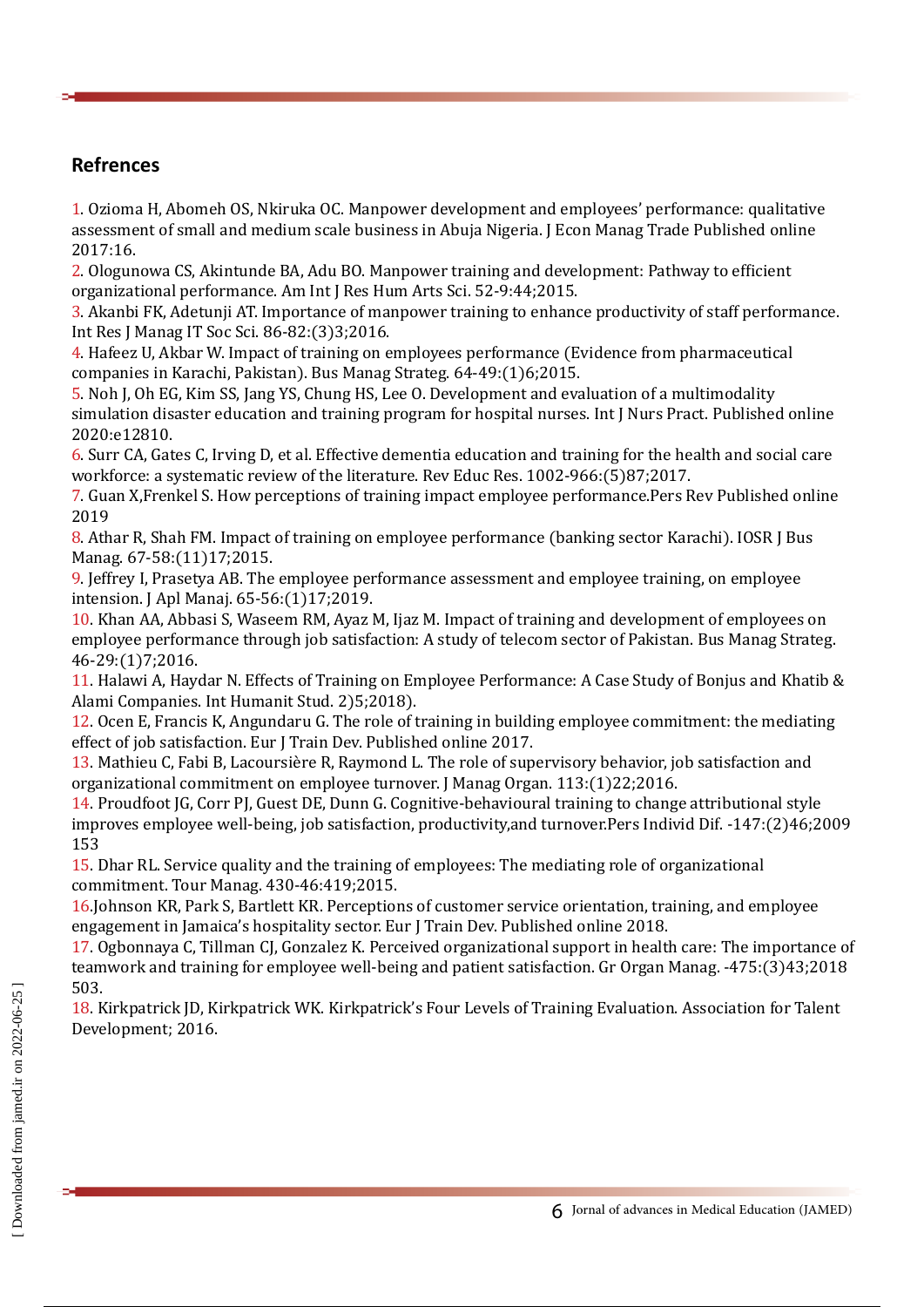## Refrences

1. Ozioma H, Abomeh OS, Nkiruka OC. Manpower development and employees' performance: qualitative assessment of small and medium scale business in Abuja Nigeria. J Econ Manag Trade Published online 2017:16.
2. Ologunowa CS, Akintunde BA, Adu BO. Manpower training and development: Pathway to efficient organizational performance. Am Int J Res Hum Arts Sci. 52-9:44;2015.
3. Akanbi FK, Adetunji AT. Importance of manpower training to enhance productivity of staff performance. Int Res J Manag IT Soc Sci. 86-82:(3)3;2016.
4. Hafeez U, Akbar W. Impact of training on employees performance (Evidence from pharmaceutical companies in Karachi, Pakistan). Bus Manag Strateg. 64-49:(1)6;2015.
5. Noh J, Oh EG, Kim SS, Jang YS, Chung HS, Lee O. Development and evaluation of a multimodality simulation disaster education and training program for hospital nurses. Int J Nurs Pract. Published online 2020:e12810.
6. Surr CA, Gates C, Irving D, et al. Effective dementia education and training for the health and social care workforce: a systematic review of the literature. Rev Educ Res. 1002-966:(5)87;2017.
7. Guan X,Frenkel S. How perceptions of training impact employee performance.Pers Rev Published online 2019
8. Athar R, Shah FM. Impact of training on employee performance (banking sector Karachi). IOSR J Bus Manag. 67-58:(11)17;2015.
9. Jeffrey I, Prasetya AB. The employee performance assessment and employee training, on employee intension. J Apl Manaj. 65-56:(1)17;2019.
10. Khan AA, Abbasi S, Waseem RM, Ayaz M, Ijaz M. Impact of training and development of employees on employee performance through job satisfaction: A study of telecom sector of Pakistan. Bus Manag Strateg. 46-29:(1)7;2016.
11. Halawi A, Haydar N. Effects of Training on Employee Performance: A Case Study of Bonjus and Khatib & Alami Companies. Int Humanit Stud. 2)5;2018).
12. Ocen E, Francis K, Angundaru G. The role of training in building employee commitment: the mediating effect of job satisfaction. Eur J Train Dev. Published online 2017.
13. Mathieu C, Fabi B, Lacoursière R, Raymond L. The role of supervisory behavior, job satisfaction and organizational commitment on employee turnover. J Manag Organ. 113:(1)22;2016.
14. Proudfoot JG, Corr PJ, Guest DE, Dunn G. Cognitive-behavioural training to change attributional style improves employee well-being, job satisfaction, productivity,and turnover.Pers Individ Dif. -147:(2)46;2009 153
15. Dhar RL. Service quality and the training of employees: The mediating role of organizational commitment. Tour Manag. 430-46:419;2015.
16. Johnson KR, Park S, Bartlett KR. Perceptions of customer service orientation, training, and employee engagement in Jamaica's hospitality sector. Eur J Train Dev. Published online 2018.
17. Ogbonnaya C, Tillman CJ, Gonzalez K. Perceived organizational support in health care: The importance of teamwork and training for employee well-being and patient satisfaction. Gr Organ Manag. -475:(3)43;2018 503.
18. Kirkpatrick JD, Kirkpatrick WK. Kirkpatrick's Four Levels of Training Evaluation. Association for Talent Development; 2016.